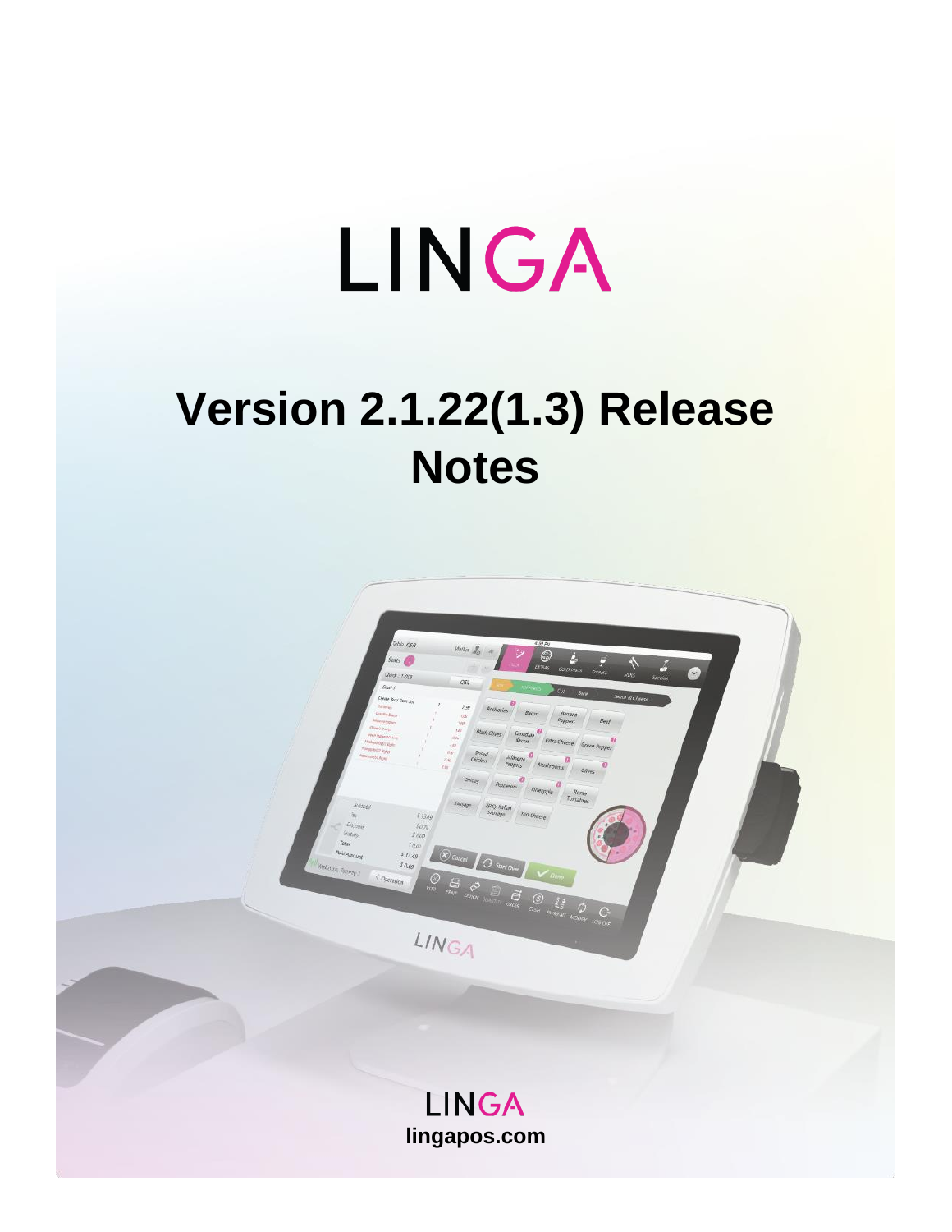# LINGA

# Version 2.1.22(1.3) Release Notes

LINGA
**lingapos.com**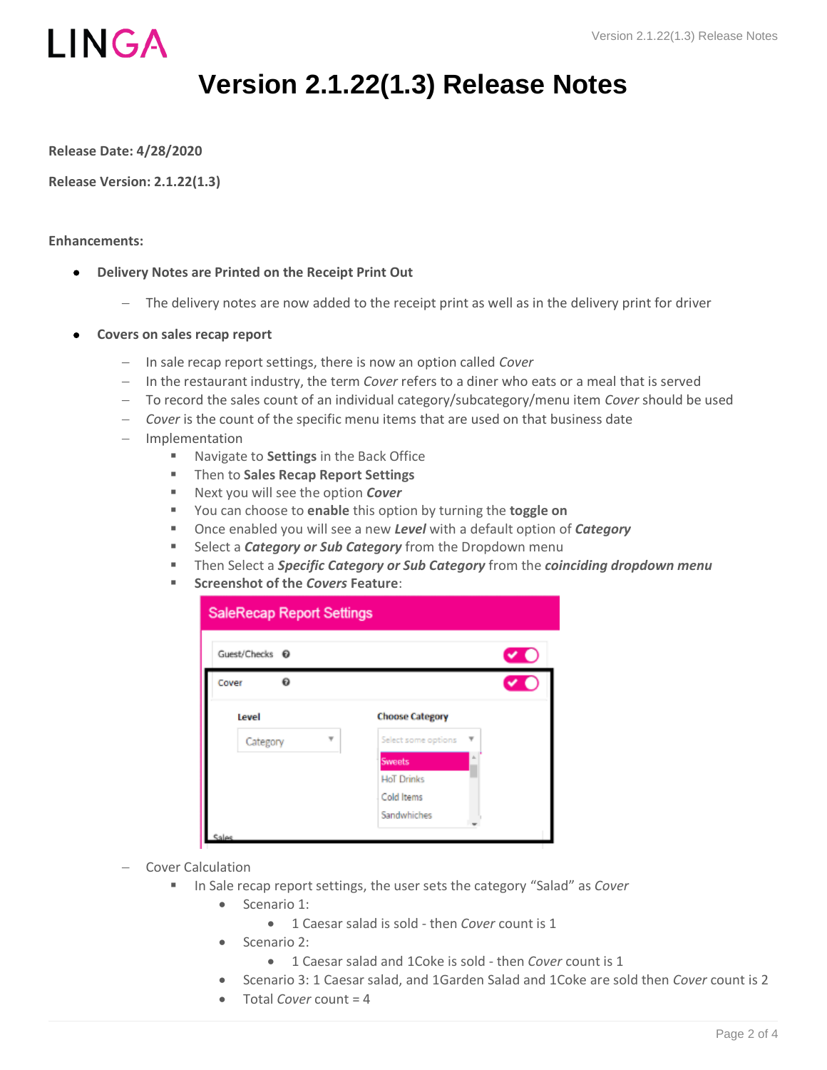# Version 2.1.22(1.3) Release Notes

**Release Date: 4/28/2020**

**Release Version: 2.1.22(1.3)**

**Enhancements:**

- **Delivery Notes are Printed on the Receipt Print Out**
  - The delivery notes are now added to the receipt print as well as in the delivery print for driver
- **Covers on sales recap report**
  - In sale recap report settings, there is now an option called *Cover*
  - In the restaurant industry, the term *Cover* refers to a diner who eats or a meal that is served
  - To record the sales count of an individual category/subcategory/menu item *Cover* should be used
  - *Cover* is the count of the specific menu items that are used on that business date
  - Implementation
    - Navigate to **Settings** in the Back Office
    - Then to **Sales Recap Report Settings**
    - Next you will see the option ***Cover***
    - You can choose to **enable** this option by turning the **toggle on**
    - Once enabled you will see a new ***Level*** with a default option of ***Category***
    - Select a ***Category or Sub Category*** from the Dropdown menu
    - Then Select a ***Specific Category or Sub Category*** from the ***coinciding dropdown menu***
    - **Screenshot of the *Covers* Feature**:
  - Cover Calculation
    - In Sale recap report settings, the user sets the category "Salad" as *Cover*
      - Scenario 1:
        - 1 Caesar salad is sold - then *Cover* count is 1
      - Scenario 2:
        - 1 Caesar salad and 1Coke is sold - then *Cover* count is 1
      - Scenario 3: 1 Caesar salad, and 1Garden Salad and 1Coke are sold then *Cover* count is 2
      - Total *Cover* count = 4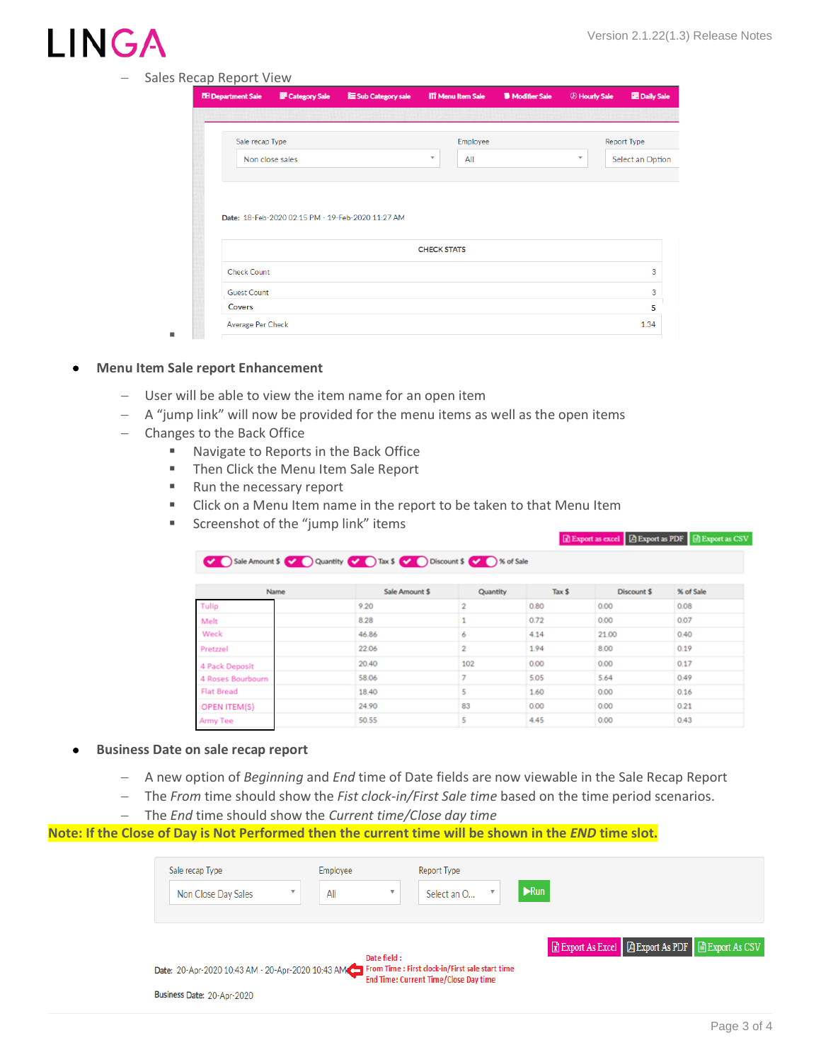- Sales Recap Report View

Department Sale | Category Sale | Sub Category sale | Menu Item Sale | Modifier Sale | Hourly Sale | Daily Sale

Sale recap Type: Non close sales | Employee: All | Report Type: Select an Option

Date: 18-Feb-2020 02:15 PM - 19-Feb-2020 11:27 AM

| CHECK STATS | |
|---|---|
| Check Count | 3 |
| Guest Count | 3 |
| Covers | 5 |
| Average Per Check | 1.34 |

- **Menu Item Sale report Enhancement**
  - User will be able to view the item name for an open item
  - A "jump link" will now be provided for the menu items as well as the open items
  - Changes to the Back Office
    - Navigate to Reports in the Back Office
    - Then Click the Menu Item Sale Report
    - Run the necessary report
    - Click on a Menu Item name in the report to be taken to that Menu Item
    - Screenshot of the "jump link" items

Export as excel | Export as PDF | Export as CSV

Sale Amount $ | Quantity | Tax $ | Discount $ | % of Sale

| Name | Sale Amount $ | Quantity | Tax $ | Discount $ | % of Sale |
|---|---|---|---|---|---|
| Tulip | 9.20 | 2 | 0.80 | 0.00 | 0.08 |
| Melt | 8.28 | 1 | 0.72 | 0.00 | 0.07 |
| Weck | 46.86 | 6 | 4.14 | 21.00 | 0.40 |
| Pretzzel | 22.06 | 2 | 1.94 | 8.00 | 0.19 |
| 4 Pack Deposit | 20.40 | 102 | 0.00 | 0.00 | 0.17 |
| 4 Roses Bourbourn | 58.06 | 7 | 5.05 | 5.64 | 0.49 |
| Flat Bread | 18.40 | 5 | 1.60 | 0.00 | 0.16 |
| OPEN ITEM(S) | 24.90 | 83 | 0.00 | 0.00 | 0.21 |
| Army Tee | 50.55 | 5 | 4.45 | 0.00 | 0.43 |

- **Business Date on sale recap report**
  - A new option of *Beginning* and *End* time of Date fields are now viewable in the Sale Recap Report
  - The *From* time should show the *Fist clock-in/First Sale time* based on the time period scenarios.
  - The *End* time should show the *Current time/Close day time*

**Note: If the Close of Day is Not Performed then the current time will be shown in the *END* time slot.**

Sale recap Type: Non Close Day Sales | Employee: All | Report Type: Select an O... | Run

Export As Excel | Export As PDF | Export As CSV

Date: 20-Apr-2020 10:43 AM - 20-Apr-2020 10:43 AM

Date field :
From Time : First clock-in/First sale start time
End Time: Current Time/Close Day time

Business Date: 20-Apr-2020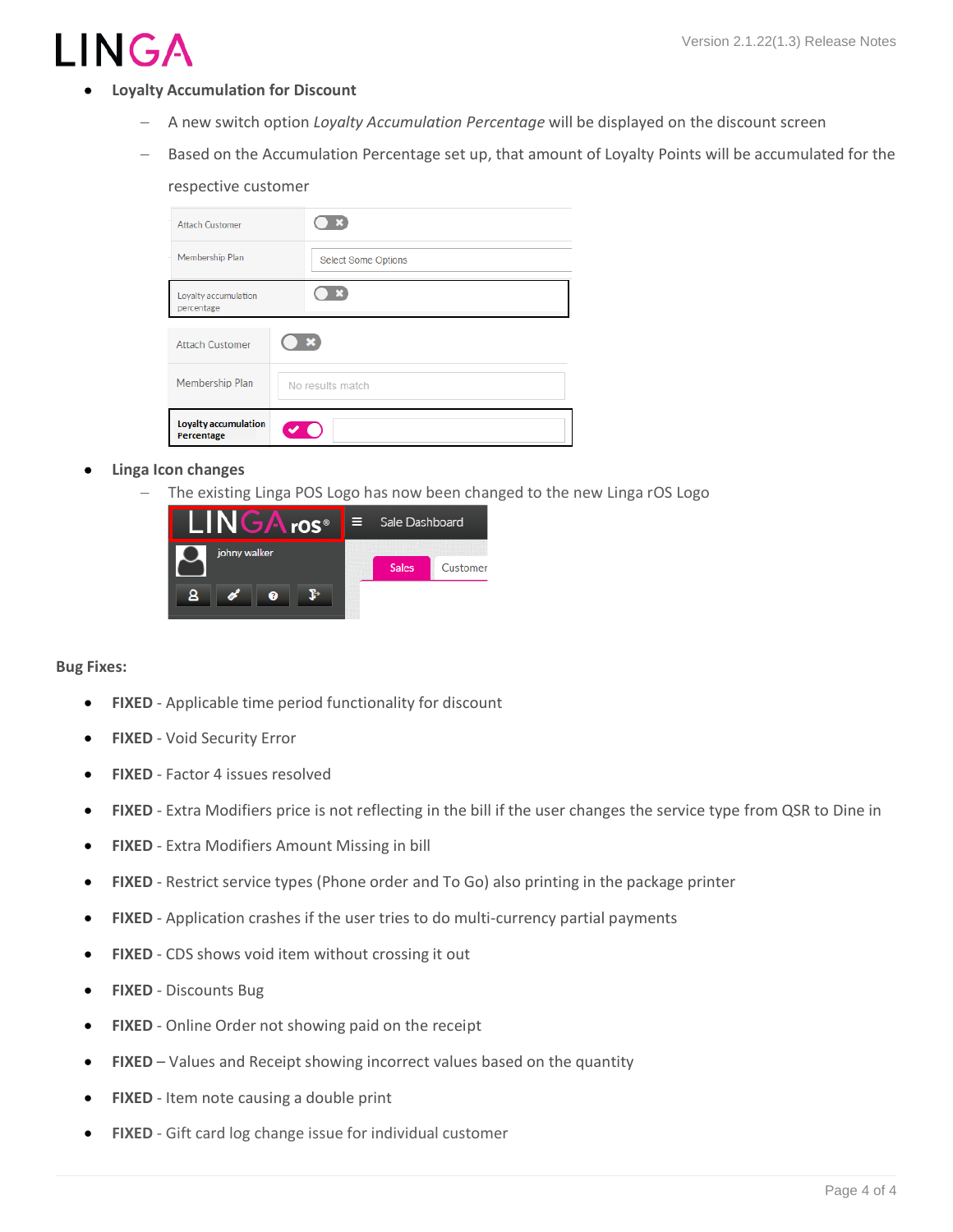- **Loyalty Accumulation for Discount**
  - A new switch option *Loyalty Accumulation Percentage* will be displayed on the discount screen
  - Based on the Accumulation Percentage set up, that amount of Loyalty Points will be accumulated for the respective customer

- **Linga Icon changes**
  - The existing Linga POS Logo has now been changed to the new Linga rOS Logo

**Bug Fixes:**

- **FIXED** - Applicable time period functionality for discount
- **FIXED** - Void Security Error
- **FIXED** - Factor 4 issues resolved
- **FIXED** - Extra Modifiers price is not reflecting in the bill if the user changes the service type from QSR to Dine in
- **FIXED** - Extra Modifiers Amount Missing in bill
- **FIXED** - Restrict service types (Phone order and To Go) also printing in the package printer
- **FIXED** - Application crashes if the user tries to do multi-currency partial payments
- **FIXED** - CDS shows void item without crossing it out
- **FIXED** - Discounts Bug
- **FIXED** - Online Order not showing paid on the receipt
- **FIXED** – Values and Receipt showing incorrect values based on the quantity
- **FIXED** - Item note causing a double print
- **FIXED** - Gift card log change issue for individual customer